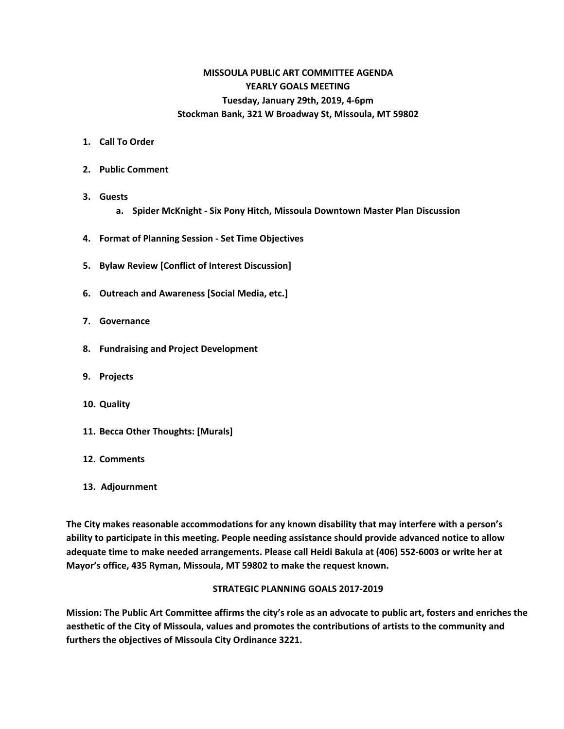# MISSOULA PUBLIC ART COMMITTEE AGENDA

## YEARLY GOALS MEETING

**Tuesday, January 29th, 2019, 4-6pm**

**Stockman Bank, 321 W Broadway St, Missoula, MT 59802**

1. **Call To Order**
2. **Public Comment**
3. **Guests**
    a. **Spider McKnight - Six Pony Hitch, Missoula Downtown Master Plan Discussion**
4. **Format of Planning Session - Set Time Objectives**
5. **Bylaw Review [Conflict of Interest Discussion]**
6. **Outreach and Awareness [Social Media, etc.]**
7. **Governance**
8. **Fundraising and Project Development**
9. **Projects**
10. **Quality**
11. **Becca Other Thoughts: [Murals]**
12. **Comments**
13. **Adjournment**

**The City makes reasonable accommodations for any known disability that may interfere with a person's ability to participate in this meeting. People needing assistance should provide advanced notice to allow adequate time to make needed arrangements. Please call Heidi Bakula at (406) 552-6003 or write her at Mayor's office, 435 Ryman, Missoula, MT 59802 to make the request known.**

## STRATEGIC PLANNING GOALS 2017-2019

**Mission: The Public Art Committee affirms the city's role as an advocate to public art, fosters and enriches the aesthetic of the City of Missoula, values and promotes the contributions of artists to the community and furthers the objectives of Missoula City Ordinance 3221.**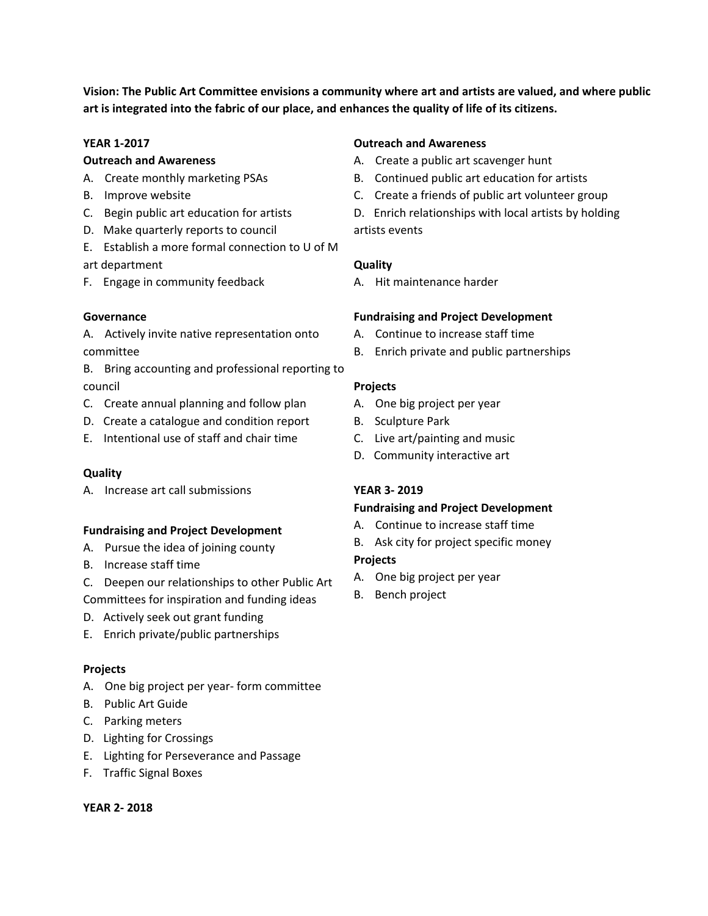**Vision: The Public Art Committee envisions a community where art and artists are valued, and where public art is integrated into the fabric of our place, and enhances the quality of life of its citizens.**

## YEAR 1-2017

### Outreach and Awareness

A. Create monthly marketing PSAs
B. Improve website
C. Begin public art education for artists
D. Make quarterly reports to council
E. Establish a more formal connection to U of M art department
F. Engage in community feedback

### Governance

A. Actively invite native representation onto committee
B. Bring accounting and professional reporting to council
C. Create annual planning and follow plan
D. Create a catalogue and condition report
E. Intentional use of staff and chair time

### Quality

A. Increase art call submissions

### Fundraising and Project Development

A. Pursue the idea of joining county
B. Increase staff time
C. Deepen our relationships to other Public Art Committees for inspiration and funding ideas
D. Actively seek out grant funding
E. Enrich private/public partnerships

### Projects

A. One big project per year- form committee
B. Public Art Guide
C. Parking meters
D. Lighting for Crossings
E. Lighting for Perseverance and Passage
F. Traffic Signal Boxes

## YEAR 2- 2018

### Outreach and Awareness

A. Create a public art scavenger hunt
B. Continued public art education for artists
C. Create a friends of public art volunteer group
D. Enrich relationships with local artists by holding artists events

### Quality

A. Hit maintenance harder

### Fundraising and Project Development

A. Continue to increase staff time
B. Enrich private and public partnerships

### Projects

A. One big project per year
B. Sculpture Park
C. Live art/painting and music
D. Community interactive art

## YEAR 3- 2019

### Fundraising and Project Development

A. Continue to increase staff time
B. Ask city for project specific money

### Projects

A. One big project per year
B. Bench project